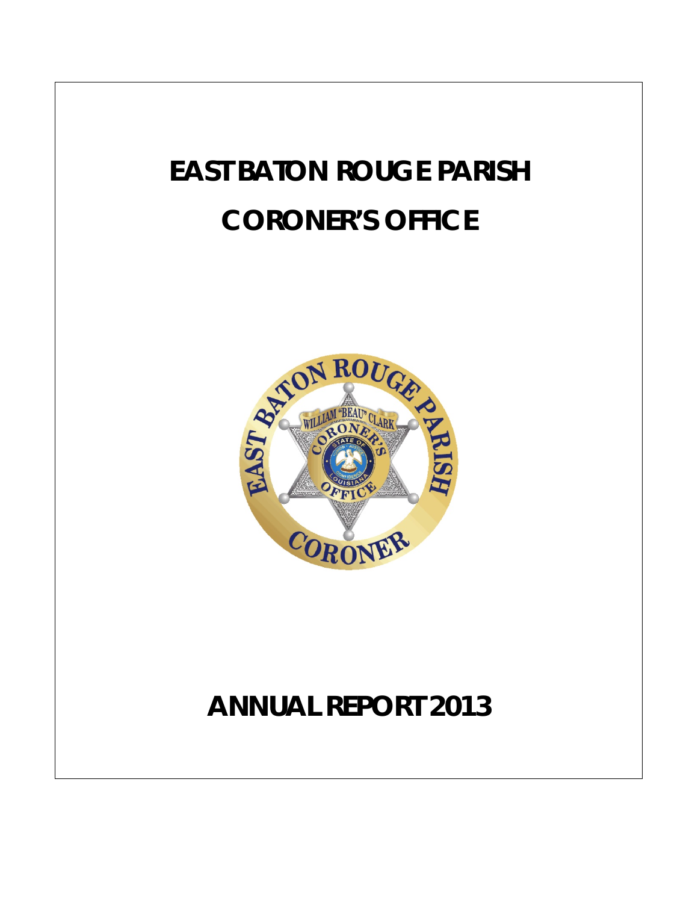# EAST BATON ROUGE PARISH

# CORONER'S OFFICE

# ANNUAL REPORT 2013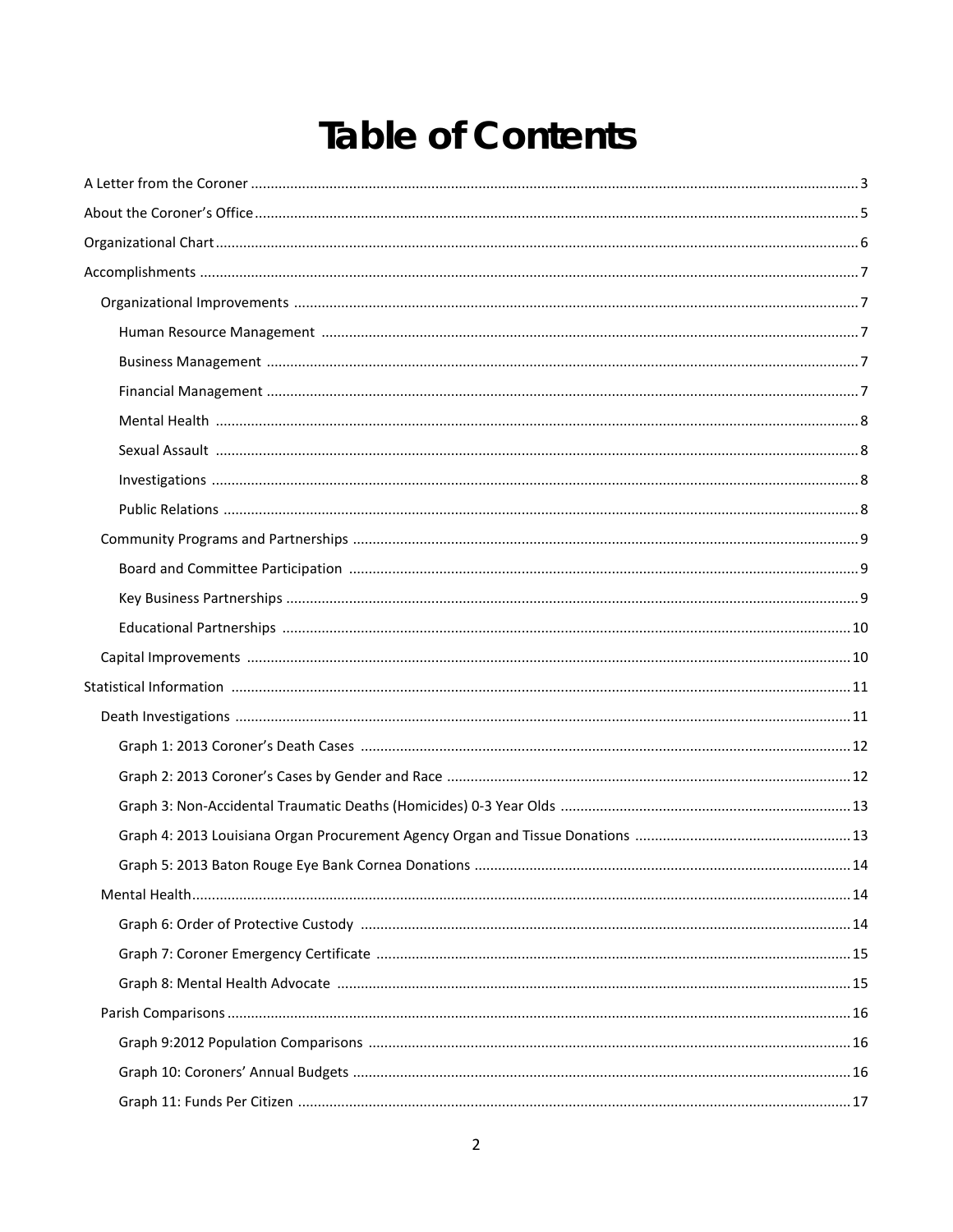# Table of Contents

A Letter from the Coroner ........ 3

About the Coroner's Office ........ 5

Organizational Chart ........ 6

Accomplishments ........ 7

- Organizational Improvements ........ 7
  - Human Resource Management ........ 7
  - Business Management ........ 7
  - Financial Management ........ 7
  - Mental Health ........ 8
  - Sexual Assault ........ 8
  - Investigations ........ 8
  - Public Relations ........ 8
- Community Programs and Partnerships ........ 9
  - Board and Committee Participation ........ 9
  - Key Business Partnerships ........ 9
  - Educational Partnerships ........ 10
- Capital Improvements ........ 10

Statistical Information ........ 11

- Death Investigations ........ 11
  - Graph 1: 2013 Coroner's Death Cases ........ 12
  - Graph 2: 2013 Coroner's Cases by Gender and Race ........ 12
  - Graph 3: Non-Accidental Traumatic Deaths (Homicides) 0-3 Year Olds ........ 13
  - Graph 4: 2013 Louisiana Organ Procurement Agency Organ and Tissue Donations ........ 13
  - Graph 5: 2013 Baton Rouge Eye Bank Cornea Donations ........ 14
- Mental Health ........ 14
  - Graph 6: Order of Protective Custody ........ 14
  - Graph 7: Coroner Emergency Certificate ........ 15
  - Graph 8: Mental Health Advocate ........ 15
- Parish Comparisons ........ 16
  - Graph 9:2012 Population Comparisons ........ 16
  - Graph 10: Coroners' Annual Budgets ........ 16
  - Graph 11: Funds Per Citizen ........ 17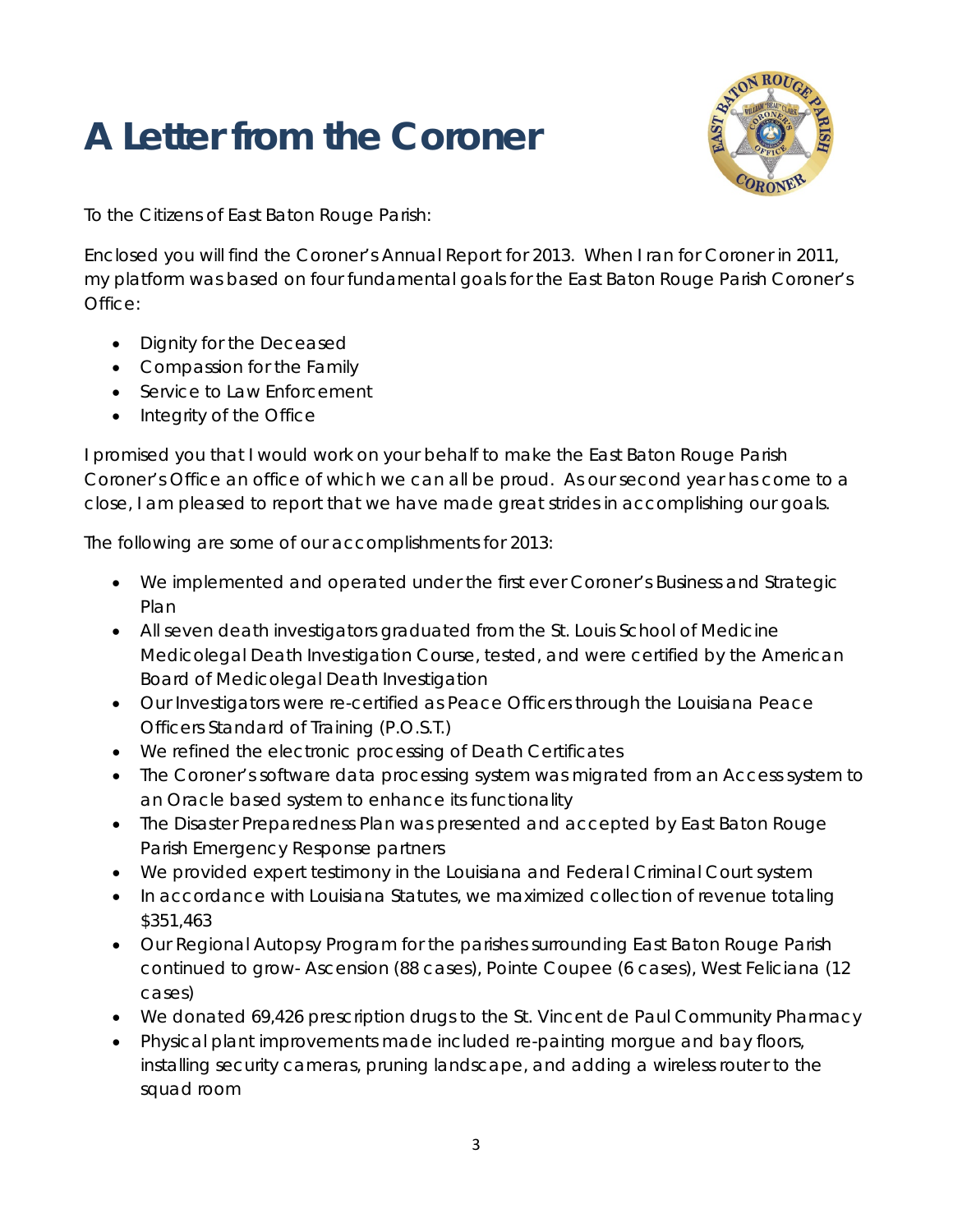# A Letter from the Coroner

To the Citizens of East Baton Rouge Parish:

Enclosed you will find the Coroner's Annual Report for 2013. When I ran for Coroner in 2011, my platform was based on four fundamental goals for the East Baton Rouge Parish Coroner's Office:

- Dignity for the Deceased
- Compassion for the Family
- Service to Law Enforcement
- Integrity of the Office

I promised you that I would work on your behalf to make the East Baton Rouge Parish Coroner's Office an office of which we can all be proud. As our second year has come to a close, I am pleased to report that we have made great strides in accomplishing our goals.

The following are some of our accomplishments for 2013:

- We implemented and operated under the first ever Coroner's Business and Strategic Plan
- All seven death investigators graduated from the St. Louis School of Medicine Medicolegal Death Investigation Course, tested, and were certified by the American Board of Medicolegal Death Investigation
- Our Investigators were re-certified as Peace Officers through the Louisiana Peace Officers Standard of Training (P.O.S.T.)
- We refined the electronic processing of Death Certificates
- The Coroner's software data processing system was migrated from an Access system to an Oracle based system to enhance its functionality
- The Disaster Preparedness Plan was presented and accepted by East Baton Rouge Parish Emergency Response partners
- We provided expert testimony in the Louisiana and Federal Criminal Court system
- In accordance with Louisiana Statutes, we maximized collection of revenue totaling $351,463
- Our Regional Autopsy Program for the parishes surrounding East Baton Rouge Parish continued to grow- Ascension (88 cases), Pointe Coupee (6 cases), West Feliciana (12 cases)
- We donated 69,426 prescription drugs to the St. Vincent de Paul Community Pharmacy
- Physical plant improvements made included re-painting morgue and bay floors, installing security cameras, pruning landscape, and adding a wireless router to the squad room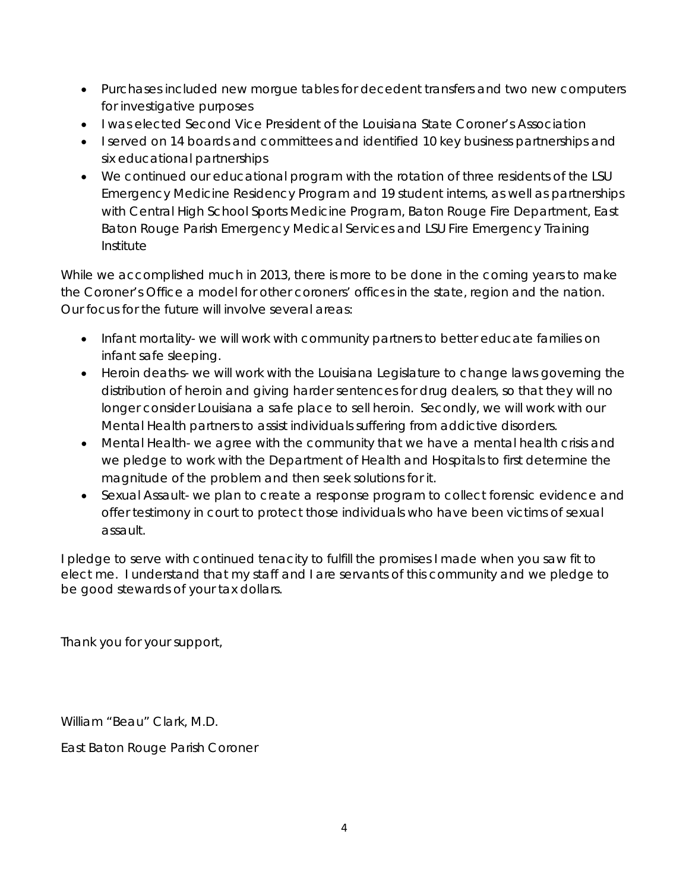- Purchases included new morgue tables for decedent transfers and two new computers for investigative purposes
- I was elected Second Vice President of the Louisiana State Coroner's Association
- I served on 14 boards and committees and identified 10 key business partnerships and six educational partnerships
- We continued our educational program with the rotation of three residents of the LSU Emergency Medicine Residency Program and 19 student interns, as well as partnerships with Central High School Sports Medicine Program, Baton Rouge Fire Department, East Baton Rouge Parish Emergency Medical Services and LSU Fire Emergency Training Institute

While we accomplished much in 2013, there is more to be done in the coming years to make the Coroner's Office a model for other coroners' offices in the state, region and the nation. Our focus for the future will involve several areas:

- Infant mortality- we will work with community partners to better educate families on infant safe sleeping.
- Heroin deaths- we will work with the Louisiana Legislature to change laws governing the distribution of heroin and giving harder sentences for drug dealers, so that they will no longer consider Louisiana a safe place to sell heroin. Secondly, we will work with our Mental Health partners to assist individuals suffering from addictive disorders.
- Mental Health- we agree with the community that we have a mental health crisis and we pledge to work with the Department of Health and Hospitals to first determine the magnitude of the problem and then seek solutions for it.
- Sexual Assault- we plan to create a response program to collect forensic evidence and offer testimony in court to protect those individuals who have been victims of sexual assault.

I pledge to serve with continued tenacity to fulfill the promises I made when you saw fit to elect me. I understand that my staff and I are servants of this community and we pledge to be good stewards of your tax dollars.

Thank you for your support,

William "Beau" Clark, M.D.

East Baton Rouge Parish Coroner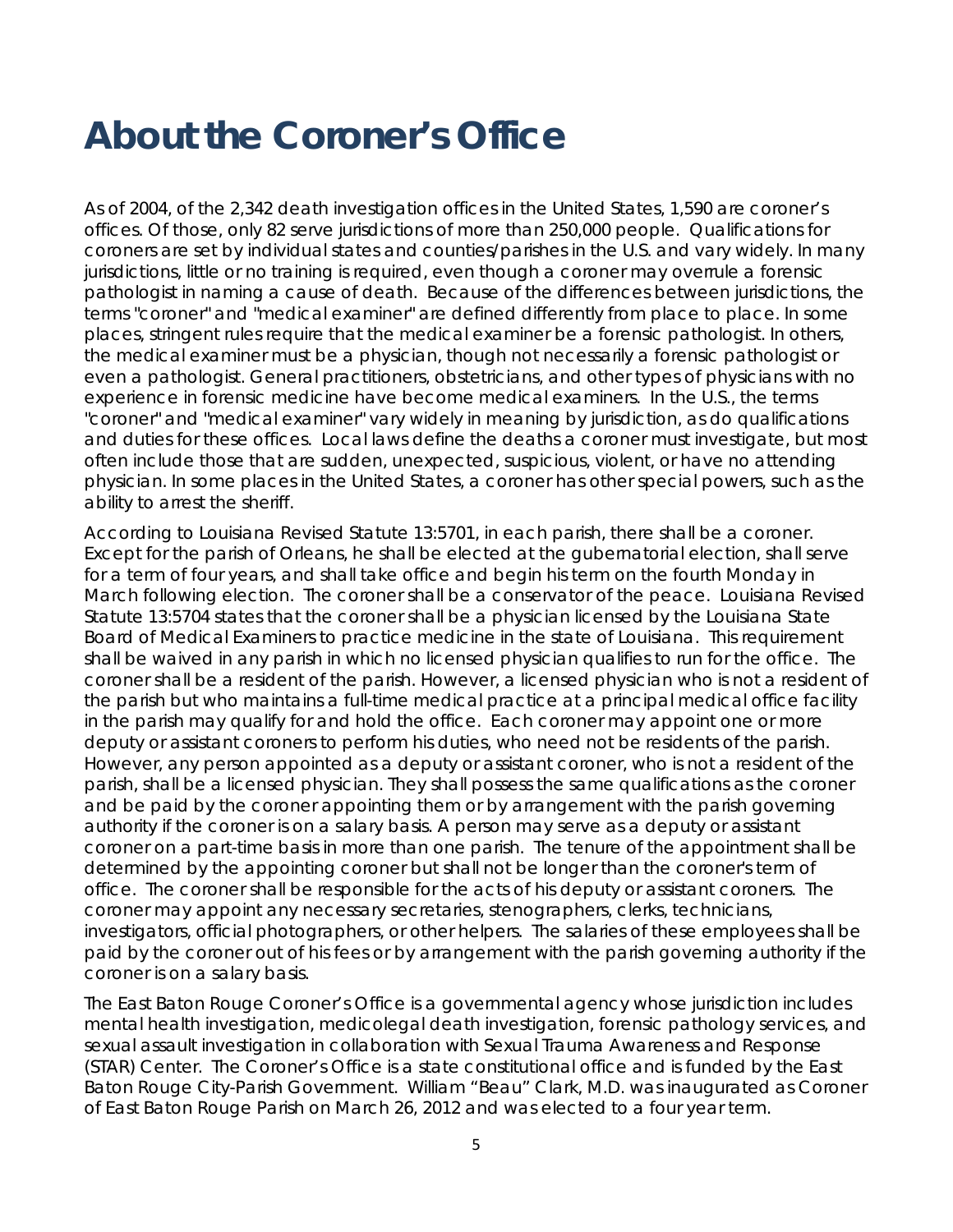# About the Coroner's Office

As of 2004, of the 2,342 death investigation offices in the United States, 1,590 are coroner's offices. Of those, only 82 serve jurisdictions of more than 250,000 people. Qualifications for coroners are set by individual states and counties/parishes in the U.S. and vary widely. In many jurisdictions, little or no training is required, even though a coroner may overrule a forensic pathologist in naming a cause of death. Because of the differences between jurisdictions, the terms "coroner" and "medical examiner" are defined differently from place to place. In some places, stringent rules require that the medical examiner be a forensic pathologist. In others, the medical examiner must be a physician, though not necessarily a forensic pathologist or even a pathologist. General practitioners, obstetricians, and other types of physicians with no experience in forensic medicine have become medical examiners. In the U.S., the terms "coroner" and "medical examiner" vary widely in meaning by jurisdiction, as do qualifications and duties for these offices. Local laws define the deaths a coroner must investigate, but most often include those that are sudden, unexpected, suspicious, violent, or have no attending physician. In some places in the United States, a coroner has other special powers, such as the ability to arrest the sheriff.

According to Louisiana Revised Statute 13:5701, in each parish, there shall be a coroner. Except for the parish of Orleans, he shall be elected at the gubernatorial election, shall serve for a term of four years, and shall take office and begin his term on the fourth Monday in March following election. The coroner shall be a conservator of the peace. Louisiana Revised Statute 13:5704 states that the coroner shall be a physician licensed by the Louisiana State Board of Medical Examiners to practice medicine in the state of Louisiana. This requirement shall be waived in any parish in which no licensed physician qualifies to run for the office. The coroner shall be a resident of the parish. However, a licensed physician who is not a resident of the parish but who maintains a full-time medical practice at a principal medical office facility in the parish may qualify for and hold the office. Each coroner may appoint one or more deputy or assistant coroners to perform his duties, who need not be residents of the parish. However, any person appointed as a deputy or assistant coroner, who is not a resident of the parish, shall be a licensed physician. They shall possess the same qualifications as the coroner and be paid by the coroner appointing them or by arrangement with the parish governing authority if the coroner is on a salary basis. A person may serve as a deputy or assistant coroner on a part-time basis in more than one parish. The tenure of the appointment shall be determined by the appointing coroner but shall not be longer than the coroner's term of office. The coroner shall be responsible for the acts of his deputy or assistant coroners. The coroner may appoint any necessary secretaries, stenographers, clerks, technicians, investigators, official photographers, or other helpers. The salaries of these employees shall be paid by the coroner out of his fees or by arrangement with the parish governing authority if the coroner is on a salary basis.

The East Baton Rouge Coroner's Office is a governmental agency whose jurisdiction includes mental health investigation, medicolegal death investigation, forensic pathology services, and sexual assault investigation in collaboration with Sexual Trauma Awareness and Response (STAR) Center. The Coroner's Office is a state constitutional office and is funded by the East Baton Rouge City-Parish Government. William "Beau" Clark, M.D. was inaugurated as Coroner of East Baton Rouge Parish on March 26, 2012 and was elected to a four year term.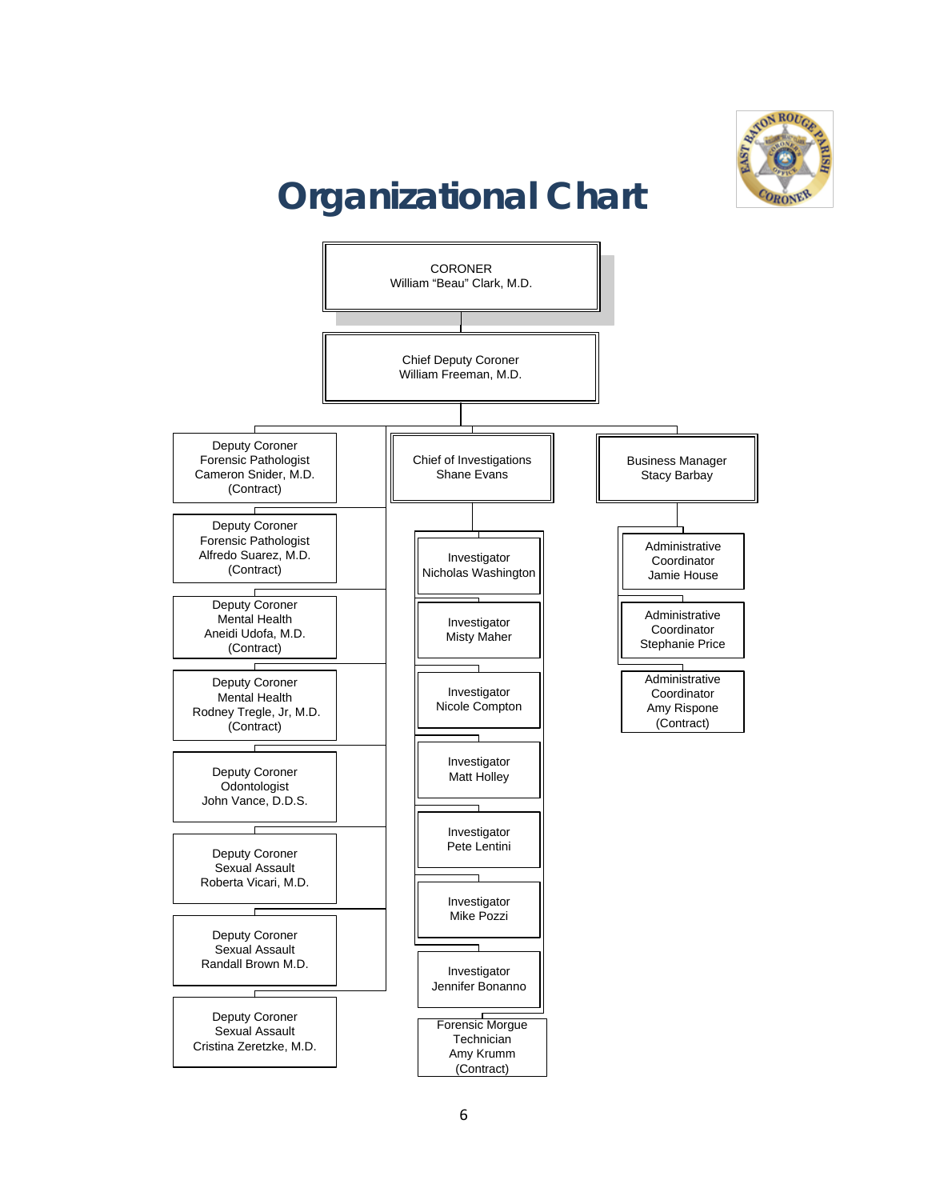# Organizational Chart

- **CORONER**
  William "Beau" Clark, M.D.
  - **Chief Deputy Coroner**
    William Freeman, M.D.
    - Deputy Coroner, Forensic Pathologist — Cameron Snider, M.D. (Contract)
    - Deputy Coroner, Forensic Pathologist — Alfredo Suarez, M.D. (Contract)
    - Deputy Coroner, Mental Health — Aneidi Udofa, M.D. (Contract)
    - Deputy Coroner, Mental Health — Rodney Tregle, Jr, M.D. (Contract)
    - Deputy Coroner, Odontologist — John Vance, D.D.S.
    - Deputy Coroner, Sexual Assault — Roberta Vicari, M.D.
    - Deputy Coroner, Sexual Assault — Randall Brown M.D.
    - Deputy Coroner, Sexual Assault — Cristina Zeretzke, M.D.
    - **Chief of Investigations**
      Shane Evans
      - Investigator — Nicholas Washington
      - Investigator — Misty Maher
      - Investigator — Nicole Compton
      - Investigator — Matt Holley
      - Investigator — Pete Lentini
      - Investigator — Mike Pozzi
      - Investigator — Jennifer Bonanno
      - Forensic Morgue Technician — Amy Krumm (Contract)
    - **Business Manager**
      Stacy Barbay
      - Administrative Coordinator — Jamie House
      - Administrative Coordinator — Stephanie Price
      - Administrative Coordinator — Amy Rispone (Contract)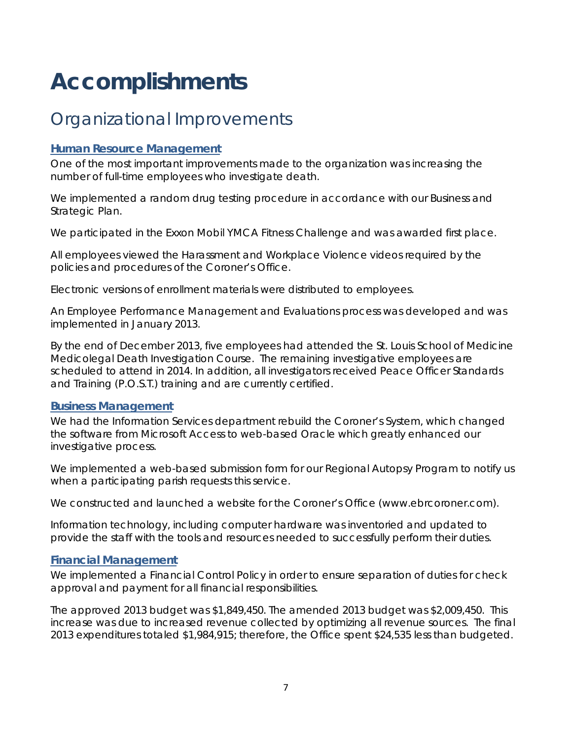# Accomplishments

## Organizational Improvements

### Human Resource Management

One of the most important improvements made to the organization was increasing the number of full-time employees who investigate death.

We implemented a random drug testing procedure in accordance with our Business and Strategic Plan.

We participated in the Exxon Mobil YMCA Fitness Challenge and was awarded first place.

All employees viewed the Harassment and Workplace Violence videos required by the policies and procedures of the Coroner's Office.

Electronic versions of enrollment materials were distributed to employees.

An Employee Performance Management and Evaluations process was developed and was implemented in January 2013.

By the end of December 2013, five employees had attended the St. Louis School of Medicine Medicolegal Death Investigation Course. The remaining investigative employees are scheduled to attend in 2014. In addition, all investigators received Peace Officer Standards and Training (P.O.S.T.) training and are currently certified.

### Business Management

We had the Information Services department rebuild the Coroner's System, which changed the software from Microsoft Access to web-based Oracle which greatly enhanced our investigative process.

We implemented a web-based submission form for our Regional Autopsy Program to notify us when a participating parish requests this service.

We constructed and launched a website for the Coroner's Office (www.ebrcoroner.com).

Information technology, including computer hardware was inventoried and updated to provide the staff with the tools and resources needed to successfully perform their duties.

### Financial Management

We implemented a Financial Control Policy in order to ensure separation of duties for check approval and payment for all financial responsibilities.

The approved 2013 budget was $1,849,450. The amended 2013 budget was $2,009,450. This increase was due to increased revenue collected by optimizing all revenue sources. The final 2013 expenditures totaled $1,984,915; therefore, the Office spent $24,535 less than budgeted.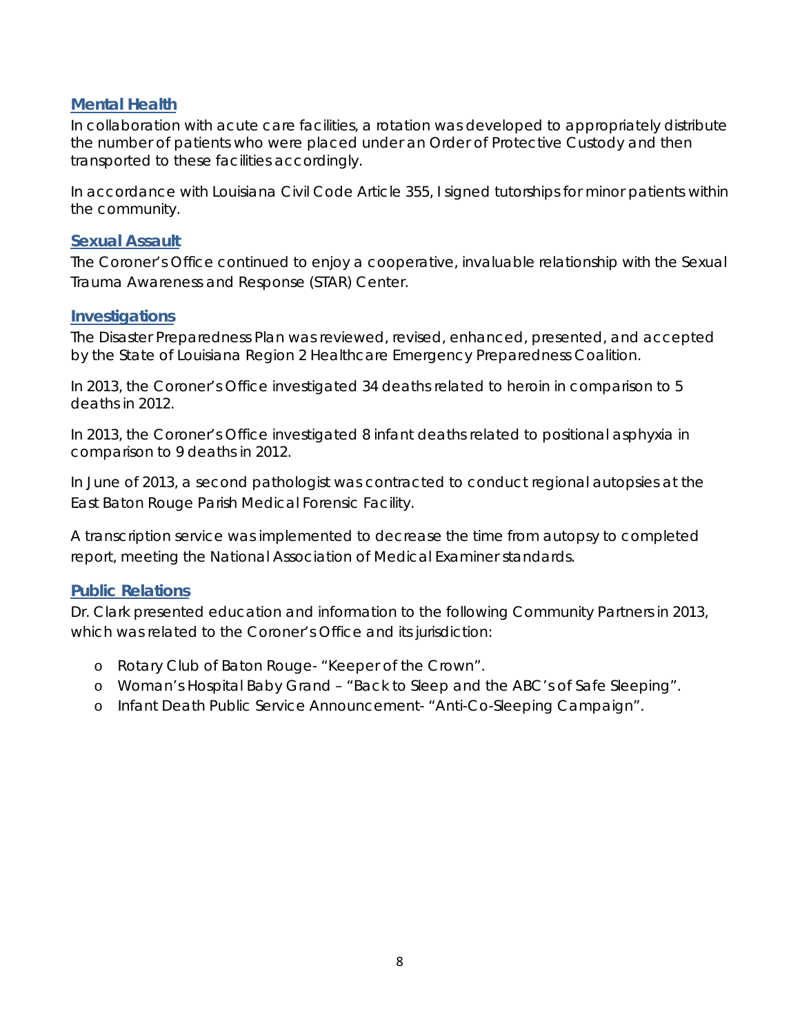## Mental Health

In collaboration with acute care facilities, a rotation was developed to appropriately distribute the number of patients who were placed under an Order of Protective Custody and then transported to these facilities accordingly.

In accordance with Louisiana Civil Code Article 355, I signed tutorships for minor patients within the community.

## Sexual Assault

The Coroner's Office continued to enjoy a cooperative, invaluable relationship with the Sexual Trauma Awareness and Response (STAR) Center.

## Investigations

The Disaster Preparedness Plan was reviewed, revised, enhanced, presented, and accepted by the State of Louisiana Region 2 Healthcare Emergency Preparedness Coalition.

In 2013, the Coroner's Office investigated 34 deaths related to heroin in comparison to 5 deaths in 2012.

In 2013, the Coroner's Office investigated 8 infant deaths related to positional asphyxia in comparison to 9 deaths in 2012.

In June of 2013, a second pathologist was contracted to conduct regional autopsies at the East Baton Rouge Parish Medical Forensic Facility.

A transcription service was implemented to decrease the time from autopsy to completed report, meeting the National Association of Medical Examiner standards.

## Public Relations

Dr. Clark presented education and information to the following Community Partners in 2013, which was related to the Coroner's Office and its jurisdiction:

- Rotary Club of Baton Rouge- "Keeper of the Crown".
- Woman's Hospital Baby Grand – "Back to Sleep and the ABC's of Safe Sleeping".
- Infant Death Public Service Announcement- "Anti-Co-Sleeping Campaign".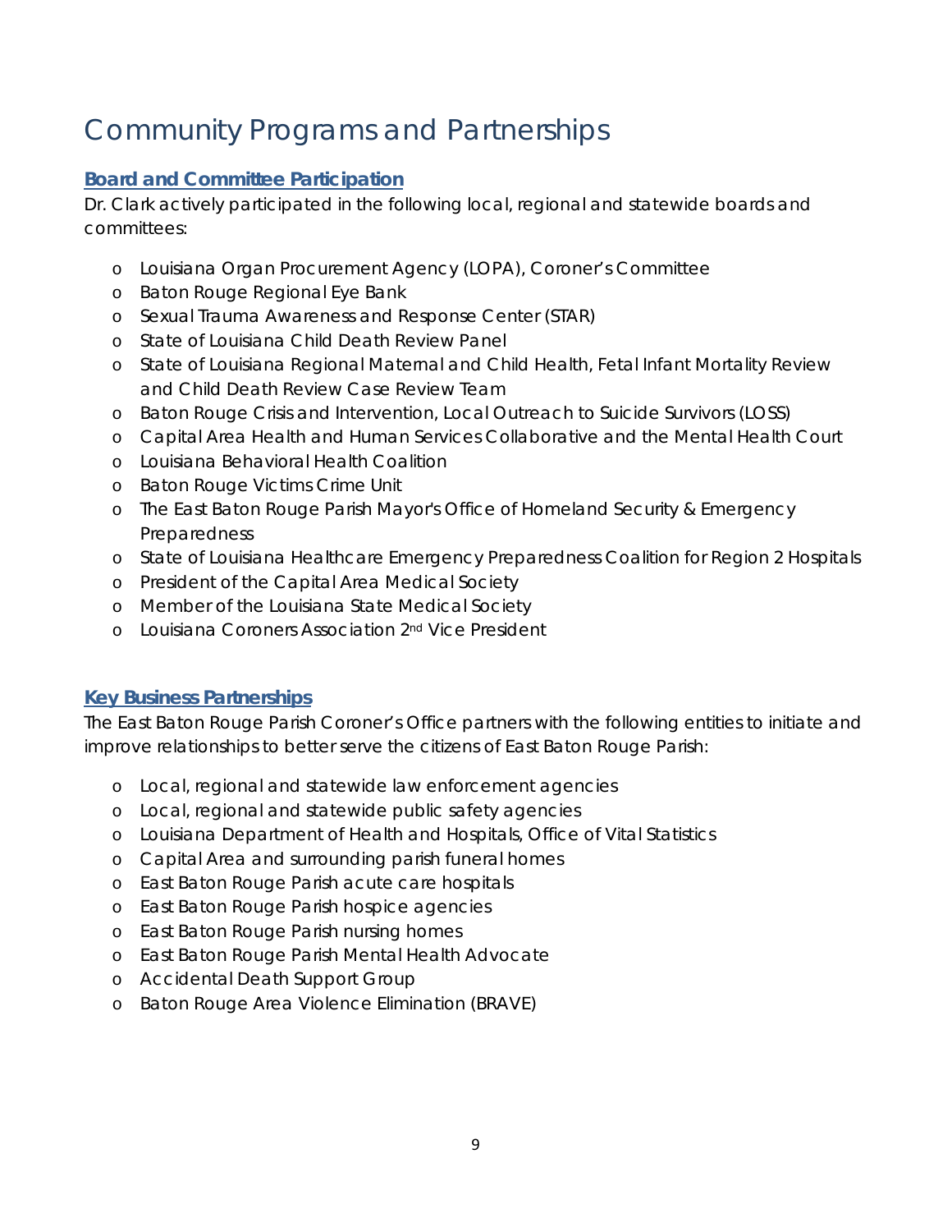# Community Programs and Partnerships

## Board and Committee Participation

Dr. Clark actively participated in the following local, regional and statewide boards and committees:

- Louisiana Organ Procurement Agency (LOPA), Coroner's Committee
- Baton Rouge Regional Eye Bank
- Sexual Trauma Awareness and Response Center (STAR)
- State of Louisiana Child Death Review Panel
- State of Louisiana Regional Maternal and Child Health, Fetal Infant Mortality Review and Child Death Review Case Review Team
- Baton Rouge Crisis and Intervention, Local Outreach to Suicide Survivors (LOSS)
- Capital Area Health and Human Services Collaborative and the Mental Health Court
- Louisiana Behavioral Health Coalition
- Baton Rouge Victims Crime Unit
- The East Baton Rouge Parish Mayor's Office of Homeland Security & Emergency Preparedness
- State of Louisiana Healthcare Emergency Preparedness Coalition for Region 2 Hospitals
- President of the Capital Area Medical Society
- Member of the Louisiana State Medical Society
- Louisiana Coroners Association 2nd Vice President

## Key Business Partnerships

The East Baton Rouge Parish Coroner's Office partners with the following entities to initiate and improve relationships to better serve the citizens of East Baton Rouge Parish:

- Local, regional and statewide law enforcement agencies
- Local, regional and statewide public safety agencies
- Louisiana Department of Health and Hospitals, Office of Vital Statistics
- Capital Area and surrounding parish funeral homes
- East Baton Rouge Parish acute care hospitals
- East Baton Rouge Parish hospice agencies
- East Baton Rouge Parish nursing homes
- East Baton Rouge Parish Mental Health Advocate
- Accidental Death Support Group
- Baton Rouge Area Violence Elimination (BRAVE)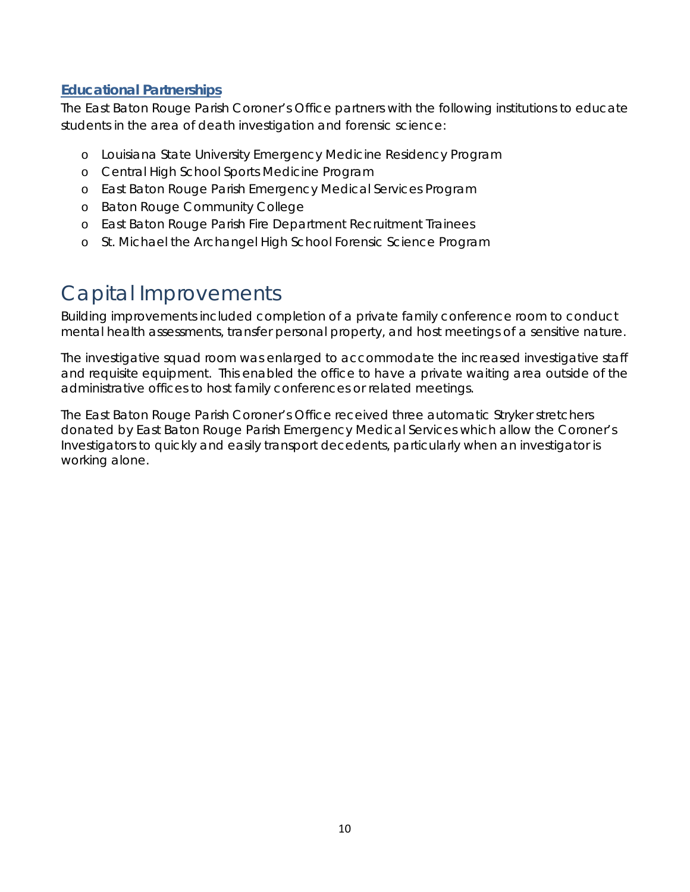### Educational Partnerships

The East Baton Rouge Parish Coroner's Office partners with the following institutions to educate students in the area of death investigation and forensic science:

- Louisiana State University Emergency Medicine Residency Program
- Central High School Sports Medicine Program
- East Baton Rouge Parish Emergency Medical Services Program
- Baton Rouge Community College
- East Baton Rouge Parish Fire Department Recruitment Trainees
- St. Michael the Archangel High School Forensic Science Program

# Capital Improvements

Building improvements included completion of a private family conference room to conduct mental health assessments, transfer personal property, and host meetings of a sensitive nature.

The investigative squad room was enlarged to accommodate the increased investigative staff and requisite equipment. This enabled the office to have a private waiting area outside of the administrative offices to host family conferences or related meetings.

The East Baton Rouge Parish Coroner's Office received three automatic Stryker stretchers donated by East Baton Rouge Parish Emergency Medical Services which allow the Coroner's Investigators to quickly and easily transport decedents, particularly when an investigator is working alone.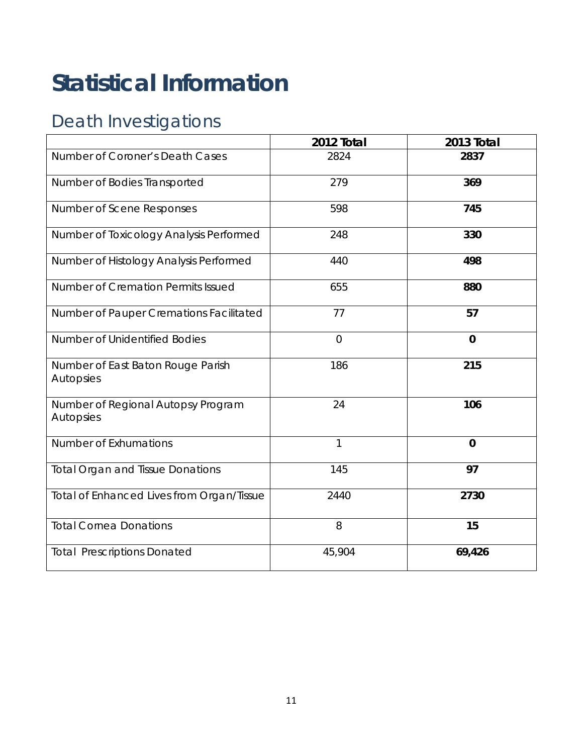# Statistical Information

## Death Investigations

| | 2012 Total | 2013 Total |
|---|---|---|
| Number of Coroner's Death Cases | 2824 | **2837** |
| Number of Bodies Transported | 279 | **369** |
| Number of Scene Responses | 598 | **745** |
| Number of Toxicology Analysis Performed | 248 | **330** |
| Number of Histology Analysis Performed | 440 | **498** |
| Number of Cremation Permits Issued | 655 | **880** |
| Number of Pauper Cremations Facilitated | 77 | **57** |
| Number of Unidentified Bodies | 0 | **0** |
| Number of East Baton Rouge Parish Autopsies | 186 | **215** |
| Number of Regional Autopsy Program Autopsies | 24 | **106** |
| Number of Exhumations | 1 | **0** |
| Total Organ and Tissue Donations | 145 | **97** |
| Total of Enhanced Lives from Organ/Tissue | 2440 | **2730** |
| Total Cornea Donations | 8 | **15** |
| Total Prescriptions Donated | 45,904 | **69,426** |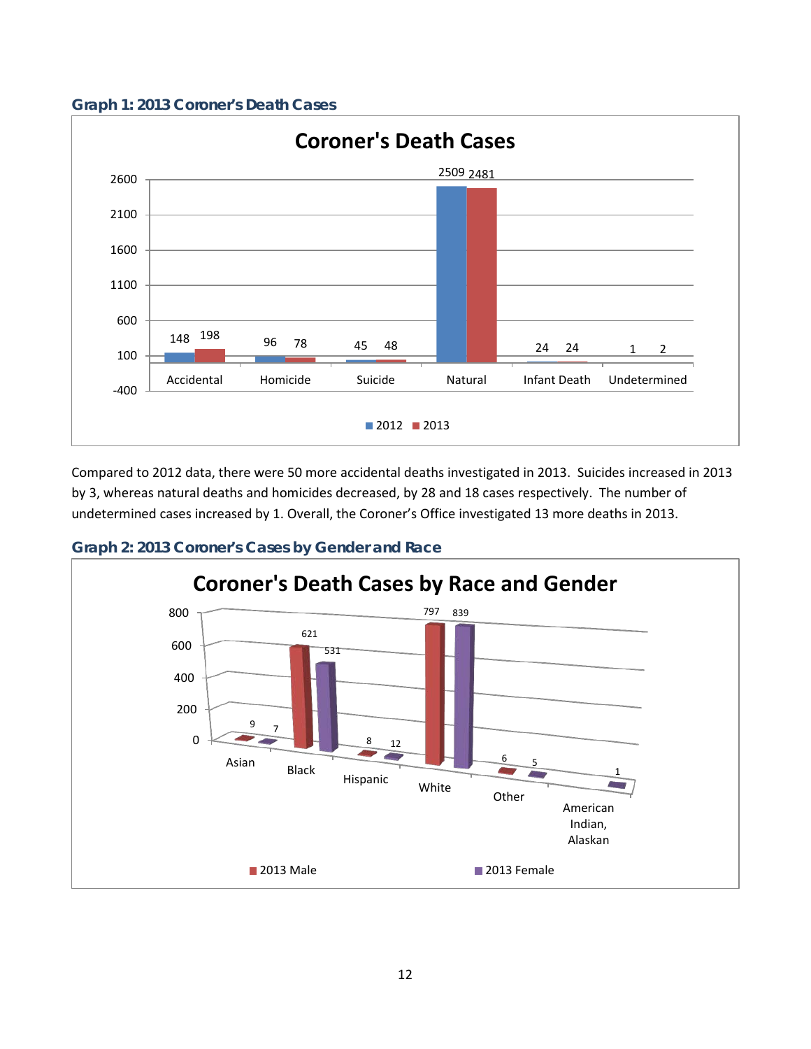### Graph 1: 2013 Coroner's Death Cases

**Coroner's Death Cases**

| | 2012 | 2013 |
|---|---|---|
| Accidental | 148 | 198 |
| Homicide | 96 | 78 |
| Suicide | 45 | 48 |
| Natural | 2509 | 2481 |
| Infant Death | 24 | 24 |
| Undetermined | 1 | 2 |

Compared to 2012 data, there were 50 more accidental deaths investigated in 2013. Suicides increased in 2013 by 3, whereas natural deaths and homicides decreased, by 28 and 18 cases respectively. The number of undetermined cases increased by 1. Overall, the Coroner's Office investigated 13 more deaths in 2013.

### Graph 2: 2013 Coroner's Cases by Gender and Race

**Coroner's Death Cases by Race and Gender**

| | 2013 Male | 2013 Female |
|---|---|---|
| Asian | 9 | 7 |
| Black | 621 | 531 |
| Hispanic | 8 | 12 |
| White | 797 | 839 |
| Other | 6 | 5 |
| American Indian, Alaskan | | 1 |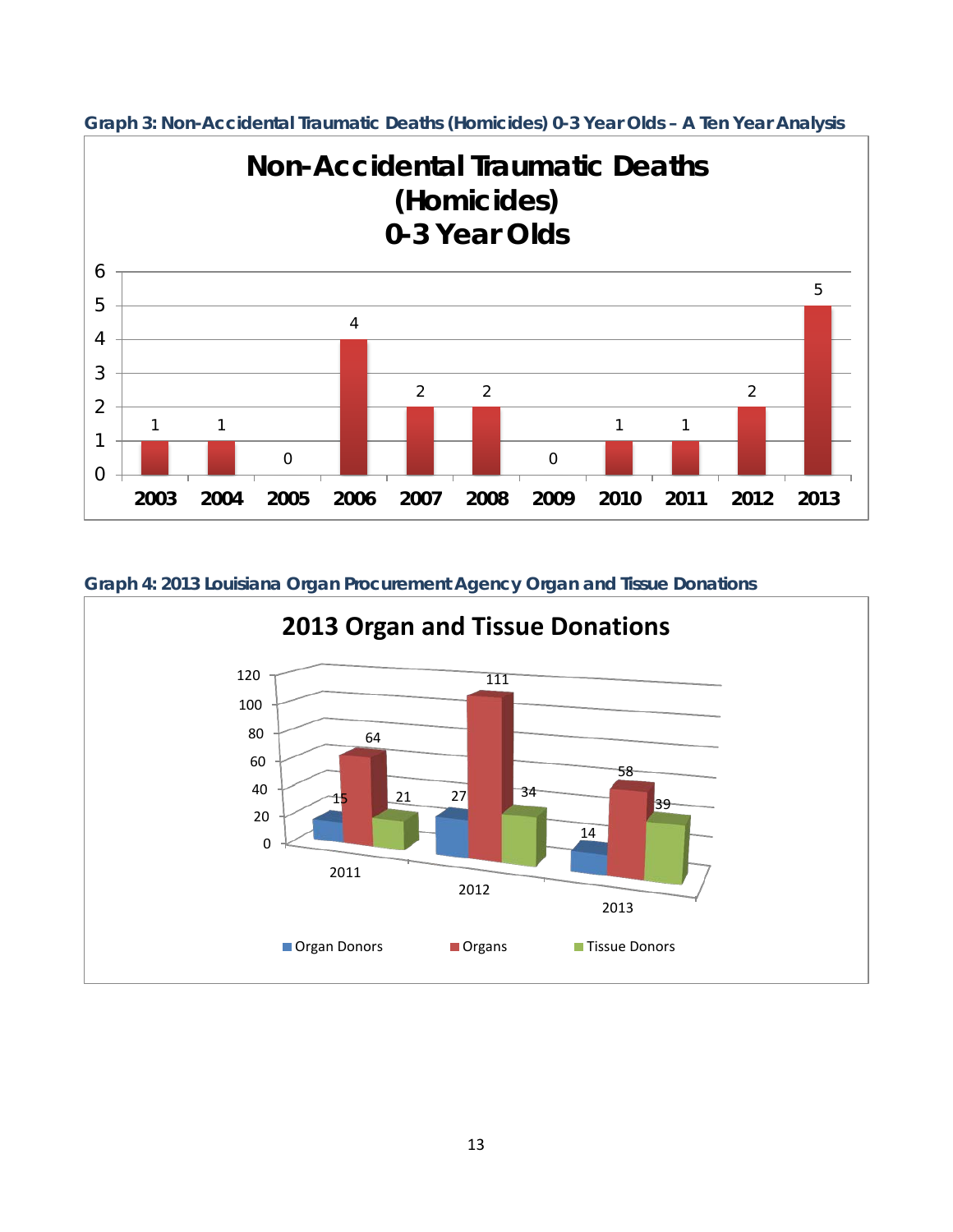**Graph 3: Non-Accidental Traumatic Deaths (Homicides) 0-3 Year Olds – A Ten Year Analysis**

**Non-Accidental Traumatic Deaths (Homicides) 0-3 Year Olds**

| Year | Deaths |
|---|---|
| 2003 | 1 |
| 2004 | 1 |
| 2005 | 0 |
| 2006 | 4 |
| 2007 | 2 |
| 2008 | 2 |
| 2009 | 0 |
| 2010 | 1 |
| 2011 | 1 |
| 2012 | 2 |
| 2013 | 5 |

**Graph 4: 2013 Louisiana Organ Procurement Agency Organ and Tissue Donations**

**2013 Organ and Tissue Donations**

| Year | Organ Donors | Organs | Tissue Donors |
|---|---|---|---|
| 2011 | 15 | 64 | 21 |
| 2012 | 27 | 111 | 34 |
| 2013 | 14 | 58 | 39 |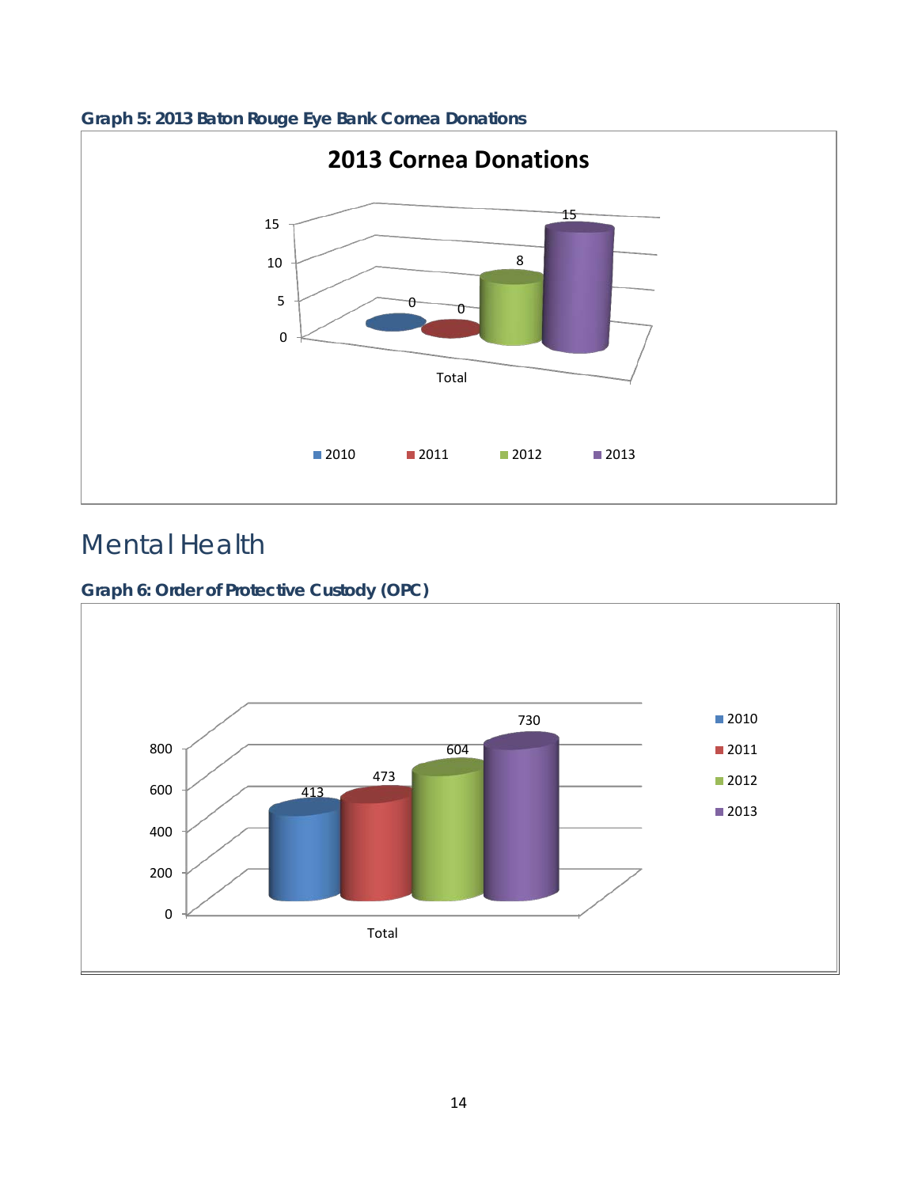**Graph 5: 2013 Baton Rouge Eye Bank Cornea Donations**

2013 Cornea Donations

| | 2010 | 2011 | 2012 | 2013 |
|---|---|---|---|---|
| Total | 0 | 0 | 8 | 15 |

# Mental Health

**Graph 6: Order of Protective Custody (OPC)**

| | 2010 | 2011 | 2012 | 2013 |
|---|---|---|---|---|
| Total | 413 | 473 | 604 | 730 |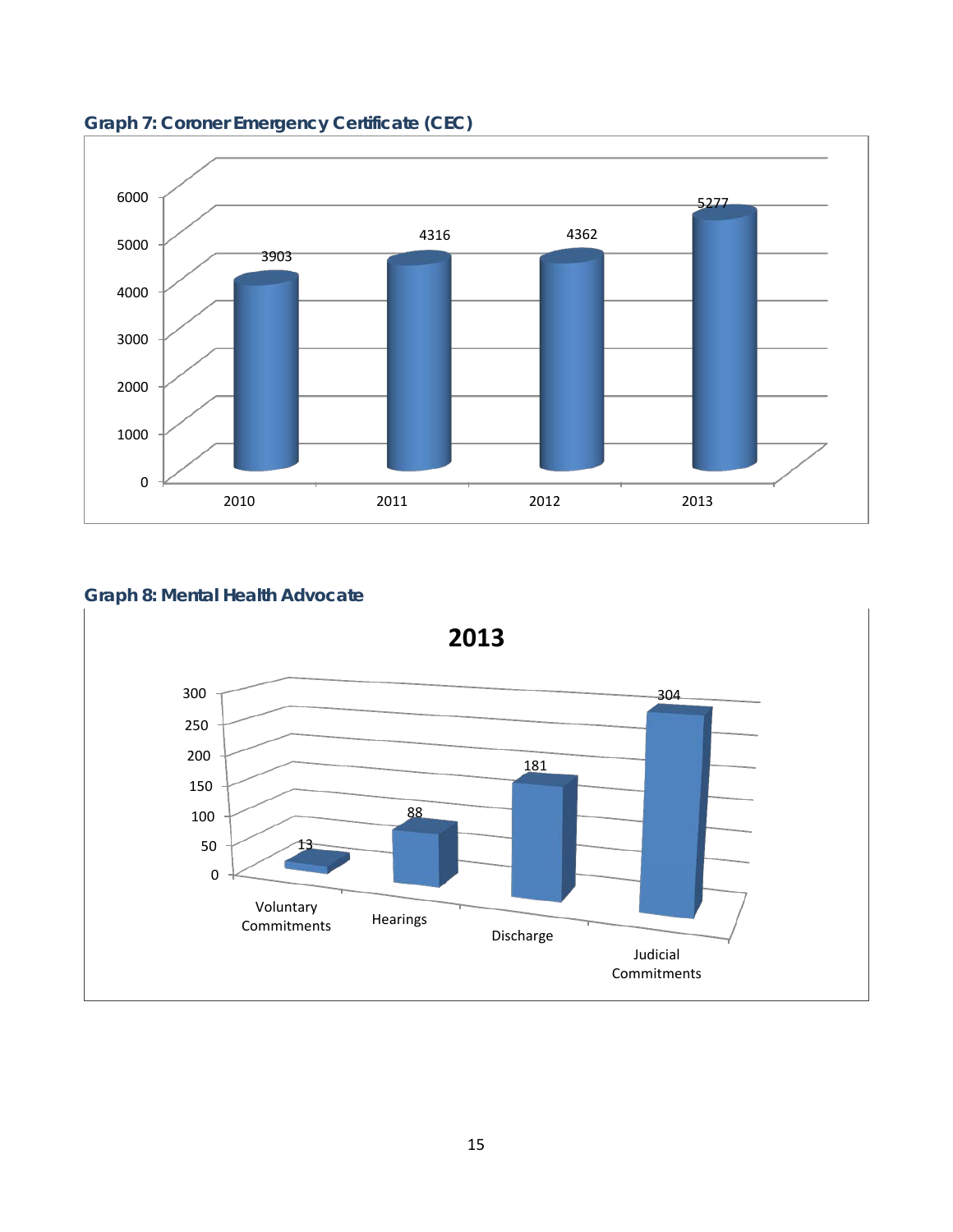### Graph 7: Coroner Emergency Certificate (CEC)

| Year | CEC |
| --- | --- |
| 2010 | 3903 |
| 2011 | 4316 |
| 2012 | 4362 |
| 2013 | 5277 |

### Graph 8: Mental Health Advocate

**2013**

| Category | Count |
| --- | --- |
| Voluntary Commitments | 13 |
| Hearings | 88 |
| Discharge | 181 |
| Judicial Commitments | 304 |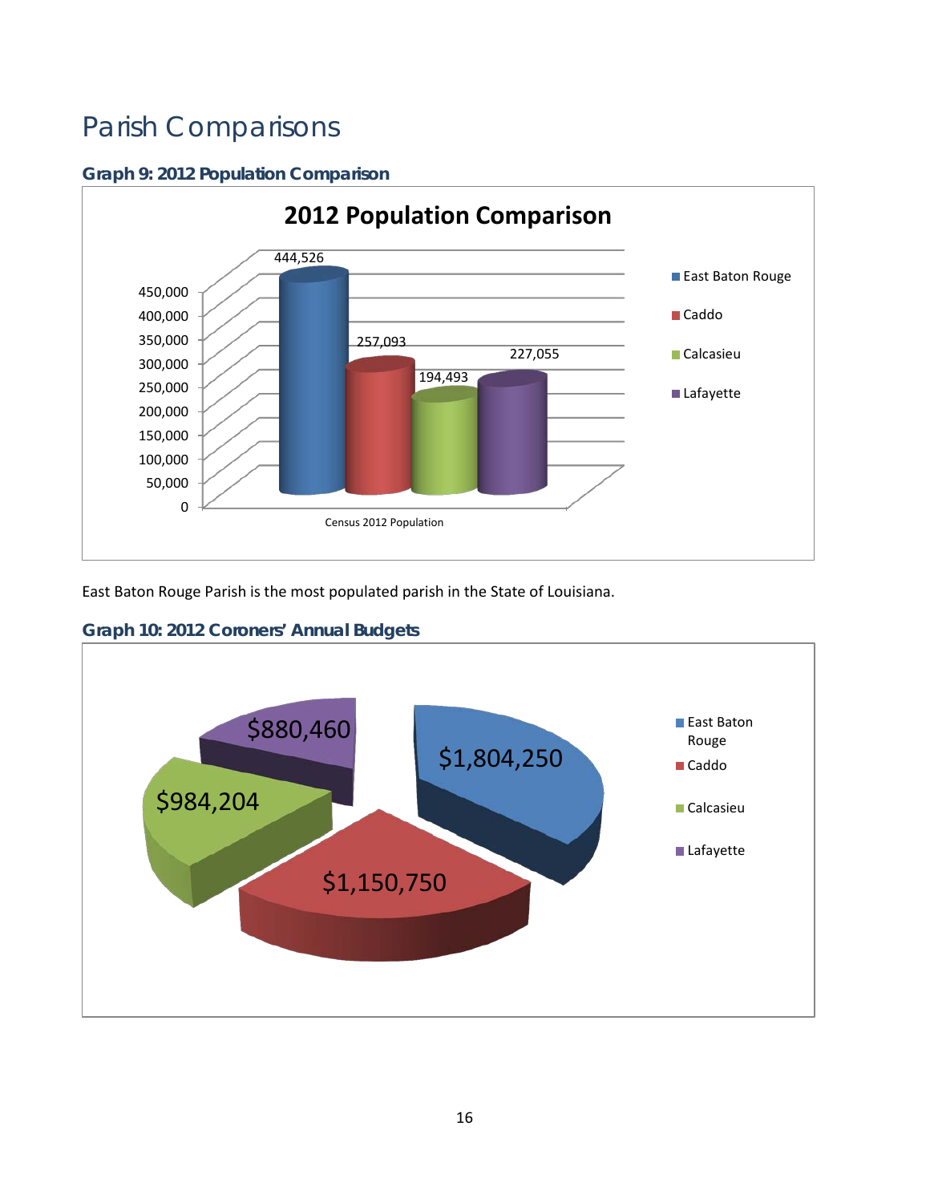# Parish Comparisons

### Graph 9: 2012 Population Comparison

**2012 Population Comparison**

| Census 2012 Population | Population |
|---|---|
| East Baton Rouge | 444,526 |
| Caddo | 257,093 |
| Calcasieu | 194,493 |
| Lafayette | 227,055 |

East Baton Rouge Parish is the most populated parish in the State of Louisiana.

### Graph 10: 2012 Coroners' Annual Budgets

| Parish | Budget |
|---|---|
| East Baton Rouge | $1,804,250 |
| Caddo | $1,150,750 |
| Calcasieu | $984,204 |
| Lafayette | $880,460 |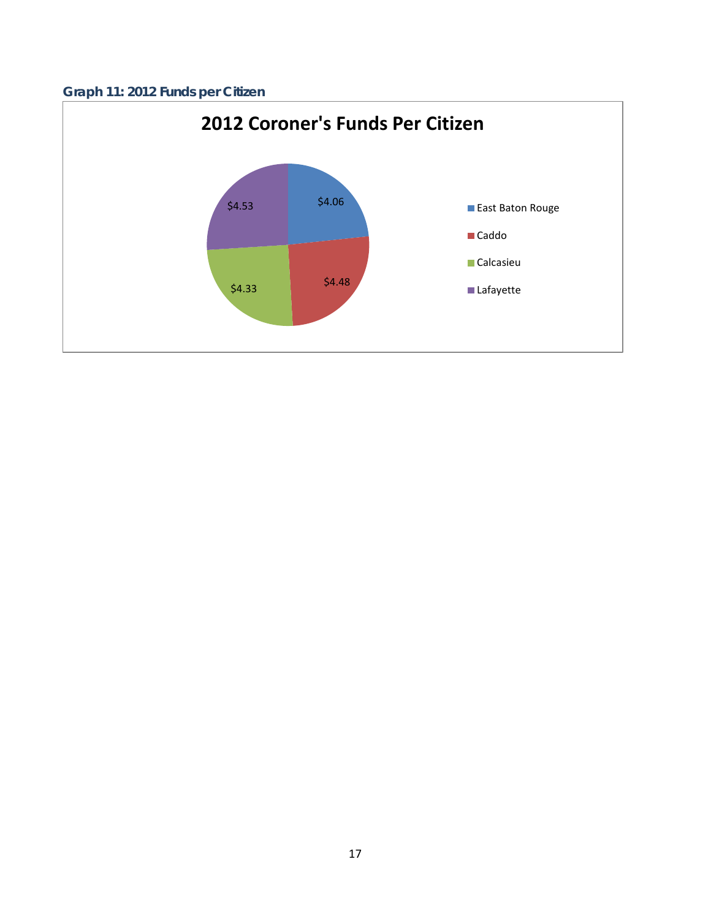**Graph 11: 2012 Funds per Citizen**

2012 Coroner's Funds Per Citizen

$4.06

$4.48

$4.33

$4.53

East Baton Rouge

Caddo

Calcasieu

Lafayette